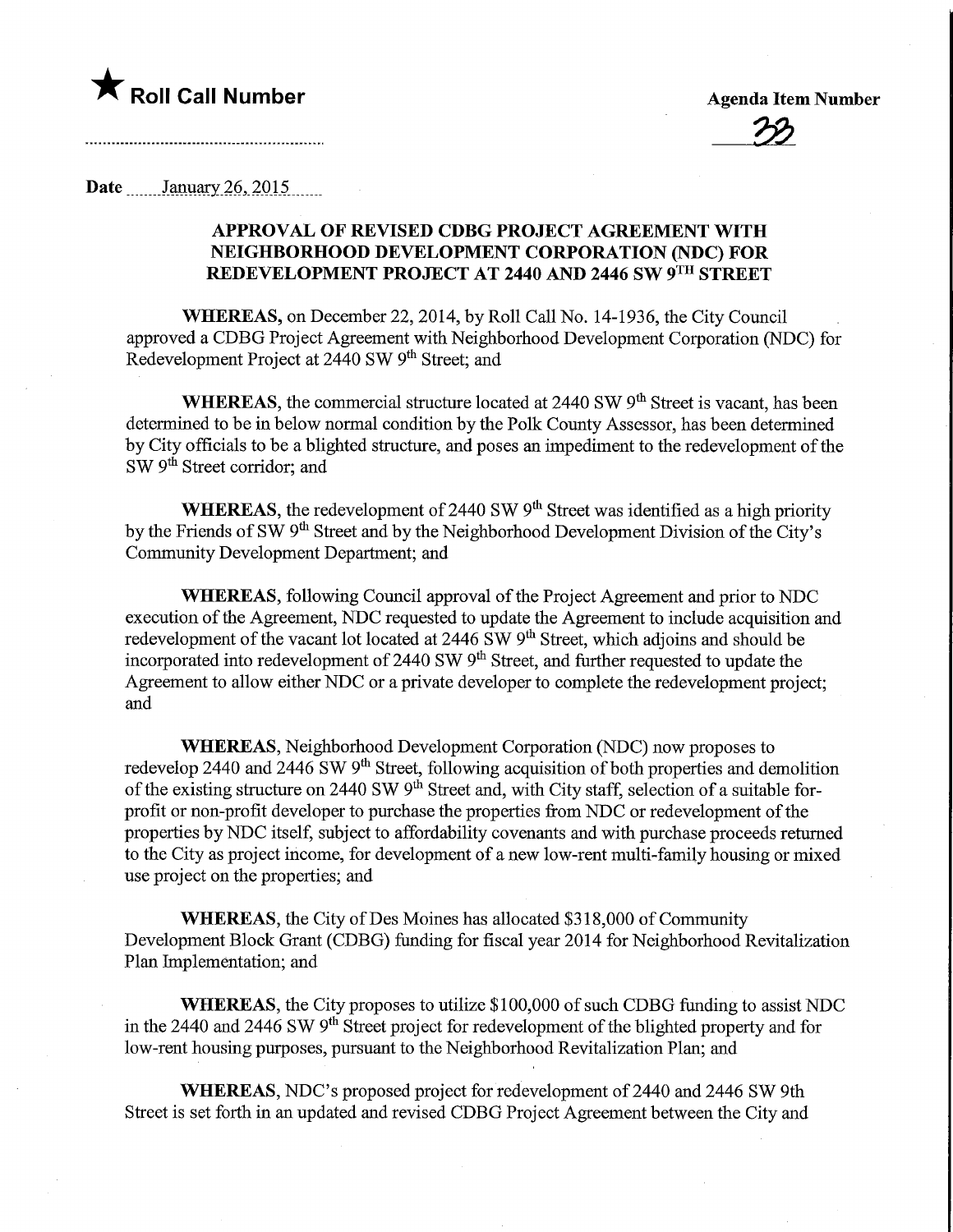★ **Roll Call Number**

**Agenda Item Number**

33

Date January 26, 2015

## APPROVAL OF REVISED CDBG PROJECT AGREEMENT WITH NEIGHBORHOOD DEVELOPMENT CORPORATION (NDC) FOR REDEVELOPMENT PROJECT AT 2440 AND 2446 SW 9TH STREET

**WHEREAS,** on December 22, 2014, by Roll Call No. 14-1936, the City Council approved a CDBG Project Agreement with Neighborhood Development Corporation (NDC) for Redevelopment Project at 2440 SW 9th Street; and

**WHEREAS,** the commercial structure located at 2440 SW 9th Street is vacant, has been determined to be in below normal condition by the Polk County Assessor, has been determined by City officials to be a blighted structure, and poses an impediment to the redevelopment of the SW 9th Street corridor; and

**WHEREAS,** the redevelopment of 2440 SW 9th Street was identified as a high priority by the Friends of SW 9th Street and by the Neighborhood Development Division of the City's Community Development Department; and

**WHEREAS,** following Council approval of the Project Agreement and prior to NDC execution of the Agreement, NDC requested to update the Agreement to include acquisition and redevelopment of the vacant lot located at 2446 SW 9th Street, which adjoins and should be incorporated into redevelopment of 2440 SW 9th Street, and further requested to update the Agreement to allow either NDC or a private developer to complete the redevelopment project; and

**WHEREAS,** Neighborhood Development Corporation (NDC) now proposes to redevelop 2440 and 2446 SW 9th Street, following acquisition of both properties and demolition of the existing structure on 2440 SW 9th Street and, with City staff, selection of a suitable for-profit or non-profit developer to purchase the properties from NDC or redevelopment of the properties by NDC itself, subject to affordability covenants and with purchase proceeds returned to the City as project income, for development of a new low-rent multi-family housing or mixed use project on the properties; and

**WHEREAS,** the City of Des Moines has allocated $318,000 of Community Development Block Grant (CDBG) funding for fiscal year 2014 for Neighborhood Revitalization Plan Implementation; and

**WHEREAS,** the City proposes to utilize $100,000 of such CDBG funding to assist NDC in the 2440 and 2446 SW 9th Street project for redevelopment of the blighted property and for low-rent housing purposes, pursuant to the Neighborhood Revitalization Plan; and

**WHEREAS,** NDC's proposed project for redevelopment of 2440 and 2446 SW 9th Street is set forth in an updated and revised CDBG Project Agreement between the City and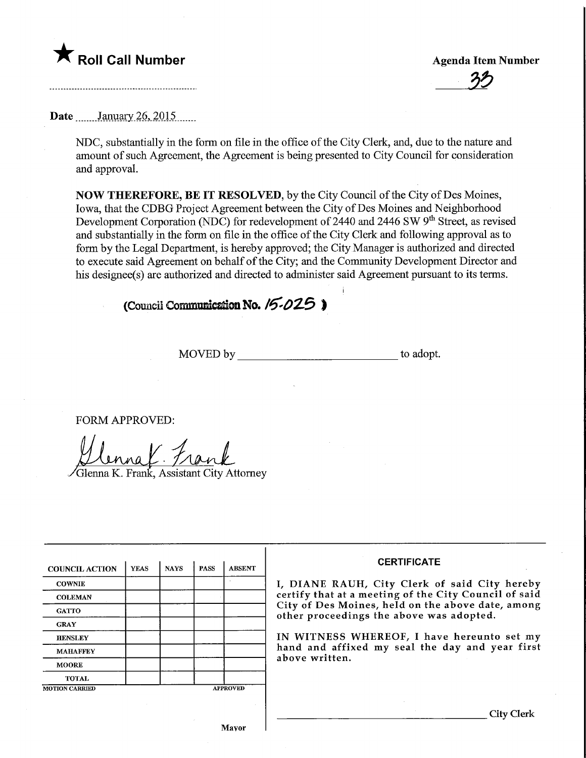★ **Roll Call Number**

**Agenda Item Number**

33

**Date** January 26, 2015

NDC, substantially in the form on file in the office of the City Clerk, and, due to the nature and amount of such Agreement, the Agreement is being presented to City Council for consideration and approval.

**NOW THEREFORE, BE IT RESOLVED**, by the City Council of the City of Des Moines, Iowa, that the CDBG Project Agreement between the City of Des Moines and Neighborhood Development Corporation (NDC) for redevelopment of 2440 and 2446 SW 9th Street, as revised and substantially in the form on file in the office of the City Clerk and following approval as to form by the Legal Department, is hereby approved; the City Manager is authorized and directed to execute said Agreement on behalf of the City; and the Community Development Director and his designee(s) are authorized and directed to administer said Agreement pursuant to its terms.

(Council Communication No. 15-025)

MOVED by ______________________ to adopt.

FORM APPROVED:

Glenna K. Frank

Glenna K. Frank, Assistant City Attorney

| COUNCIL ACTION | YEAS | NAYS | PASS | ABSENT |
|---|---|---|---|---|
| COWNIE | | | | |
| COLEMAN | | | | |
| GATTO | | | | |
| GRAY | | | | |
| HENSLEY | | | | |
| MAHAFFEY | | | | |
| MOORE | | | | |
| TOTAL | | | | |

MOTION CARRIED APPROVED

Mayor

**CERTIFICATE**

I, DIANE RAUH, City Clerk of said City hereby certify that at a meeting of the City Council of said City of Des Moines, held on the above date, among other proceedings the above was adopted.

IN WITNESS WHEREOF, I have hereunto set my hand and affixed my seal the day and year first above written.

______________________ City Clerk